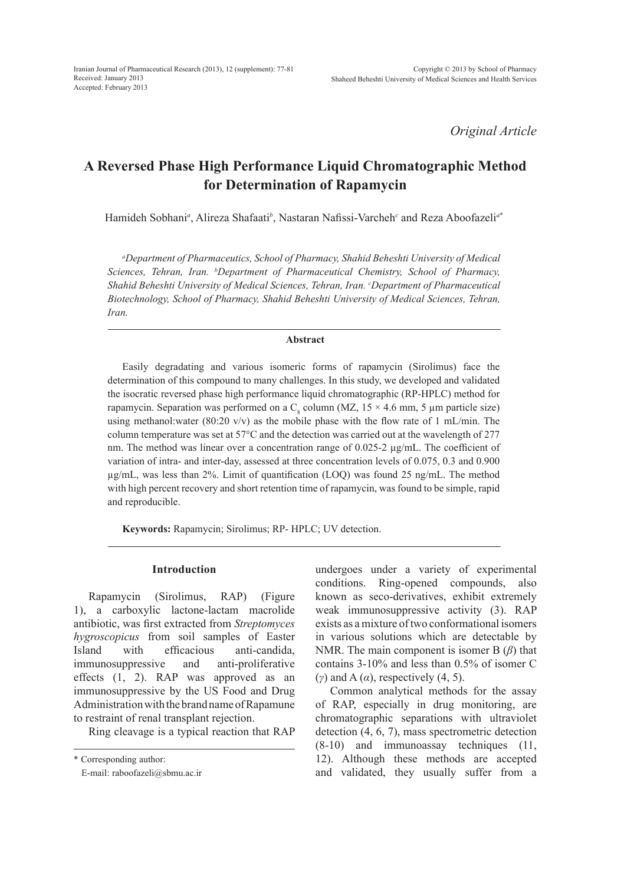Original Article

# A Reversed Phase High Performance Liquid Chromatographic Method for Determination of Rapamycin

Hamideh Sobhani[a], Alireza Shafaati[b], Nastaran Nafissi-Varcheh[c] and Reza Aboofazeli[a*]

*[a]Department of Pharmaceutics, School of Pharmacy, Shahid Beheshti University of Medical Sciences, Tehran, Iran. [b]Department of Pharmaceutical Chemistry, School of Pharmacy, Shahid Beheshti University of Medical Sciences, Tehran, Iran. [c]Department of Pharmaceutical Biotechnology, School of Pharmacy, Shahid Beheshti University of Medical Sciences, Tehran, Iran.*

## Abstract

Easily degradating and various isomeric forms of rapamycin (Sirolimus) face the determination of this compound to many challenges. In this study, we developed and validated the isocratic reversed phase high performance liquid chromatographic (RP-HPLC) method for rapamycin. Separation was performed on a $C_8$ column (MZ, 15 × 4.6 mm, 5 µm particle size) using methanol:water (80:20 v/v) as the mobile phase with the flow rate of 1 mL/min. The column temperature was set at 57°C and the detection was carried out at the wavelength of 277 nm. The method was linear over a concentration range of 0.025-2 µg/mL. The coefficient of variation of intra- and inter-day, assessed at three concentration levels of 0.075, 0.3 and 0.900 µg/mL, was less than 2%. Limit of quantification (LOQ) was found 25 ng/mL. The method with high percent recovery and short retention time of rapamycin, was found to be simple, rapid and reproducible.

**Keywords:** Rapamycin; Sirolimus; RP- HPLC; UV detection.

## Introduction

Rapamycin (Sirolimus, RAP) (Figure 1), a carboxylic lactone-lactam macrolide antibiotic, was first extracted from *Streptomyces hygroscopicus* from soil samples of Easter Island with efficacious anti-candida, immunosuppressive and anti-proliferative effects (1, 2). RAP was approved as an immunosuppressive by the US Food and Drug Administration with the brand name of Rapamune to restraint of renal transplant rejection.

Ring cleavage is a typical reaction that RAP undergoes under a variety of experimental conditions. Ring-opened compounds, also known as seco-derivatives, exhibit extremely weak immunosuppressive activity (3). RAP exists as a mixture of two conformational isomers in various solutions which are detectable by NMR. The main component is isomer B ($\beta$) that contains 3-10% and less than 0.5% of isomer C ($\gamma$) and A ($\alpha$), respectively (4, 5).

Common analytical methods for the assay of RAP, especially in drug monitoring, are chromatographic separations with ultraviolet detection (4, 6, 7), mass spectrometric detection (8-10) and immunoassay techniques (11, 12). Although these methods are accepted and validated, they usually suffer from a

\* Corresponding author:
E-mail: raboofazeli@sbmu.ac.ir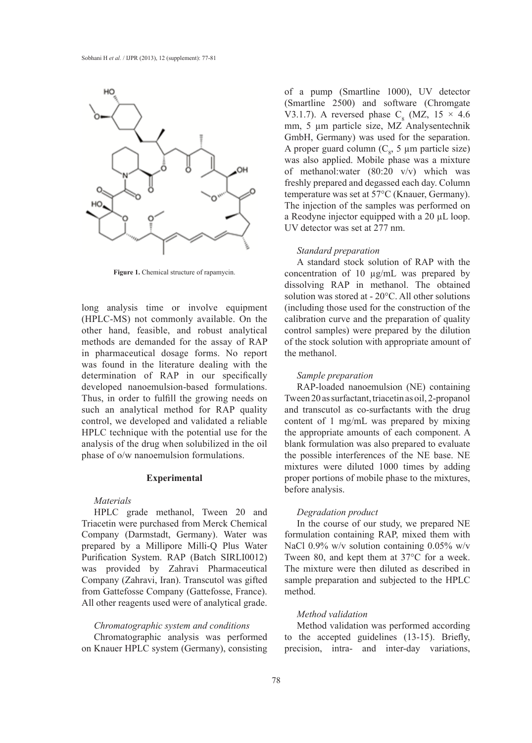Figure 1. Chemical structure of rapamycin.

long analysis time or involve equipment (HPLC-MS) not commonly available. On the other hand, feasible, and robust analytical methods are demanded for the assay of RAP in pharmaceutical dosage forms. No report was found in the literature dealing with the determination of RAP in our specifically developed nanoemulsion-based formulations. Thus, in order to fulfill the growing needs on such an analytical method for RAP quality control, we developed and validated a reliable HPLC technique with the potential use for the analysis of the drug when solubilized in the oil phase of o/w nanoemulsion formulations.

## Experimental

### *Materials*

HPLC grade methanol, Tween 20 and Triacetin were purchased from Merck Chemical Company (Darmstadt, Germany). Water was prepared by a Millipore Milli-Q Plus Water Purification System. RAP (Batch SIRLI0012) was provided by Zahravi Pharmaceutical Company (Zahravi, Iran). Transcutol was gifted from Gattefosse Company (Gattefosse, France). All other reagents used were of analytical grade.

### *Chromatographic system and conditions*

Chromatographic analysis was performed on Knauer HPLC system (Germany), consisting of a pump (Smartline 1000), UV detector (Smartline 2500) and software (Chromgate V3.1.7). A reversed phase $C_8$ (MZ, 15 × 4.6 mm, 5 µm particle size, MZ Analysentechnik GmbH, Germany) was used for the separation. A proper guard column ($C_8$, 5 µm particle size) was also applied. Mobile phase was a mixture of methanol:water (80:20 v/v) which was freshly prepared and degassed each day. Column temperature was set at 57°C (Knauer, Germany). The injection of the samples was performed on a Reodyne injector equipped with a 20 µL loop. UV detector was set at 277 nm.

### *Standard preparation*

A standard stock solution of RAP with the concentration of 10 µg/mL was prepared by dissolving RAP in methanol. The obtained solution was stored at - 20°C. All other solutions (including those used for the construction of the calibration curve and the preparation of quality control samples) were prepared by the dilution of the stock solution with appropriate amount of the methanol.

### *Sample preparation*

RAP-loaded nanoemulsion (NE) containing Tween 20 as surfactant, triacetin as oil, 2-propanol and transcutol as co-surfactants with the drug content of 1 mg/mL was prepared by mixing the appropriate amounts of each component. A blank formulation was also prepared to evaluate the possible interferences of the NE base. NE mixtures were diluted 1000 times by adding proper portions of mobile phase to the mixtures, before analysis.

### *Degradation product*

In the course of our study, we prepared NE formulation containing RAP, mixed them with NaCl 0.9% w/v solution containing 0.05% w/v Tween 80, and kept them at 37°C for a week. The mixture were then diluted as described in sample preparation and subjected to the HPLC method.

### *Method validation*

Method validation was performed according to the accepted guidelines (13-15). Briefly, precision, intra- and inter-day variations,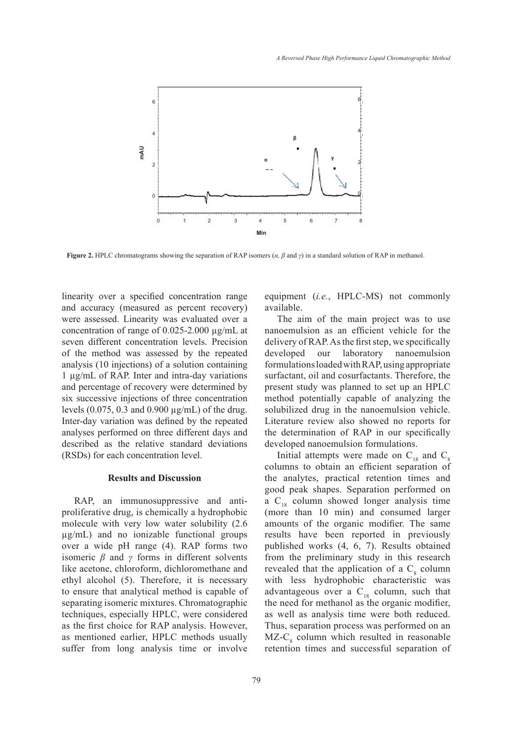**Figure 2.** HPLC chromatograms showing the separation of RAP isomers (*α, β* and *γ*) in a standard solution of RAP in methanol.

linearity over a specified concentration range and accuracy (measured as percent recovery) were assessed. Linearity was evaluated over a concentration of range of 0.025-2.000 µg/mL at seven different concentration levels. Precision of the method was assessed by the repeated analysis (10 injections) of a solution containing 1 µg/mL of RAP. Inter and intra-day variations and percentage of recovery were determined by six successive injections of three concentration levels (0.075, 0.3 and 0.900 µg/mL) of the drug. Inter-day variation was defined by the repeated analyses performed on three different days and described as the relative standard deviations (RSDs) for each concentration level.

## Results and Discussion

RAP, an immunosuppressive and anti-proliferative drug, is chemically a hydrophobic molecule with very low water solubility (2.6 µg/mL) and no ionizable functional groups over a wide pH range (4). RAP forms two isomeric *β* and *γ* forms in different solvents like acetone, chloroform, dichloromethane and ethyl alcohol (5). Therefore, it is necessary to ensure that analytical method is capable of separating isomeric mixtures. Chromatographic techniques, especially HPLC, were considered as the first choice for RAP analysis. However, as mentioned earlier, HPLC methods usually suffer from long analysis time or involve equipment (*i.e.*, HPLC-MS) not commonly available.

The aim of the main project was to use nanoemulsion as an efficient vehicle for the delivery of RAP. As the first step, we specifically developed our laboratory nanoemulsion formulations loaded with RAP, using appropriate surfactant, oil and cosurfactants. Therefore, the present study was planned to set up an HPLC method potentially capable of analyzing the solubilized drug in the nanoemulsion vehicle. Literature review also showed no reports for the determination of RAP in our specifically developed nanoemulsion formulations.

Initial attempts were made on $C_{18}$ and $C_8$ columns to obtain an efficient separation of the analytes, practical retention times and good peak shapes. Separation performed on a $C_{18}$ column showed longer analysis time (more than 10 min) and consumed larger amounts of the organic modifier. The same results have been reported in previously published works (4, 6, 7). Results obtained from the preliminary study in this research revealed that the application of a $C_8$ column with less hydrophobic characteristic was advantageous over a $C_{18}$ column, such that the need for methanol as the organic modifier, as well as analysis time were both reduced. Thus, separation process was performed on an MZ-$C_8$ column which resulted in reasonable retention times and successful separation of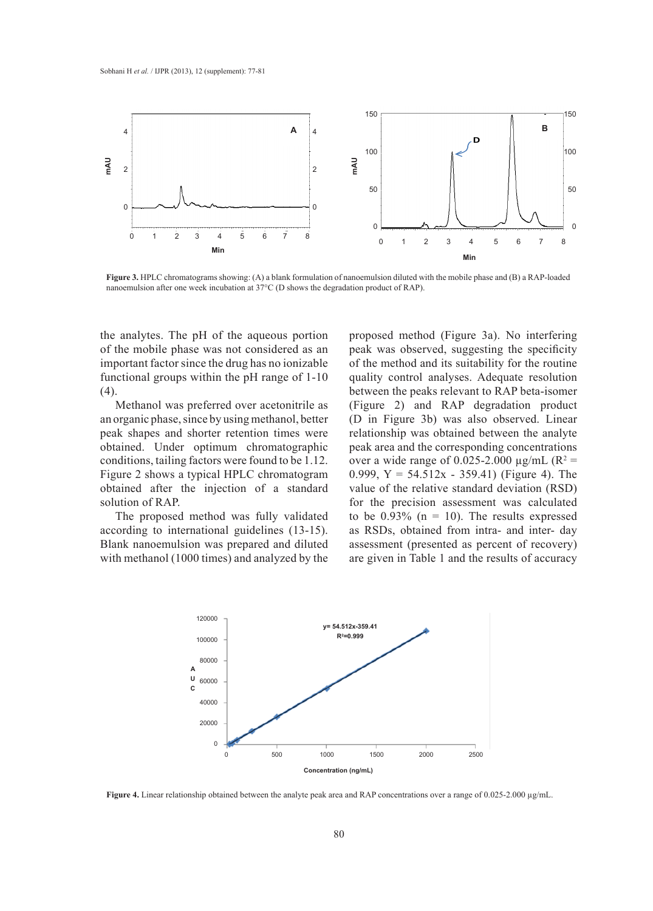**Figure 3.** HPLC chromatograms showing: (A) a blank formulation of nanoemulsion diluted with the mobile phase and (B) a RAP-loaded nanoemulsion after one week incubation at 37°C (D shows the degradation product of RAP).

the analytes. The pH of the aqueous portion of the mobile phase was not considered as an important factor since the drug has no ionizable functional groups within the pH range of 1-10 (4).

Methanol was preferred over acetonitrile as an organic phase, since by using methanol, better peak shapes and shorter retention times were obtained. Under optimum chromatographic conditions, tailing factors were found to be 1.12. Figure 2 shows a typical HPLC chromatogram obtained after the injection of a standard solution of RAP.

The proposed method was fully validated according to international guidelines (13-15). Blank nanoemulsion was prepared and diluted with methanol (1000 times) and analyzed by the proposed method (Figure 3a). No interfering peak was observed, suggesting the specificity of the method and its suitability for the routine quality control analyses. Adequate resolution between the peaks relevant to RAP beta-isomer (Figure 2) and RAP degradation product (D in Figure 3b) was also observed. Linear relationship was obtained between the analyte peak area and the corresponding concentrations over a wide range of 0.025-2.000 µg/mL ($R^2$ = 0.999, Y = 54.512x - 359.41) (Figure 4). The value of the relative standard deviation (RSD) for the precision assessment was calculated to be 0.93% (n = 10). The results expressed as RSDs, obtained from intra- and inter- day assessment (presented as percent of recovery) are given in Table 1 and the results of accuracy

**Figure 4.** Linear relationship obtained between the analyte peak area and RAP concentrations over a range of 0.025-2.000 µg/mL.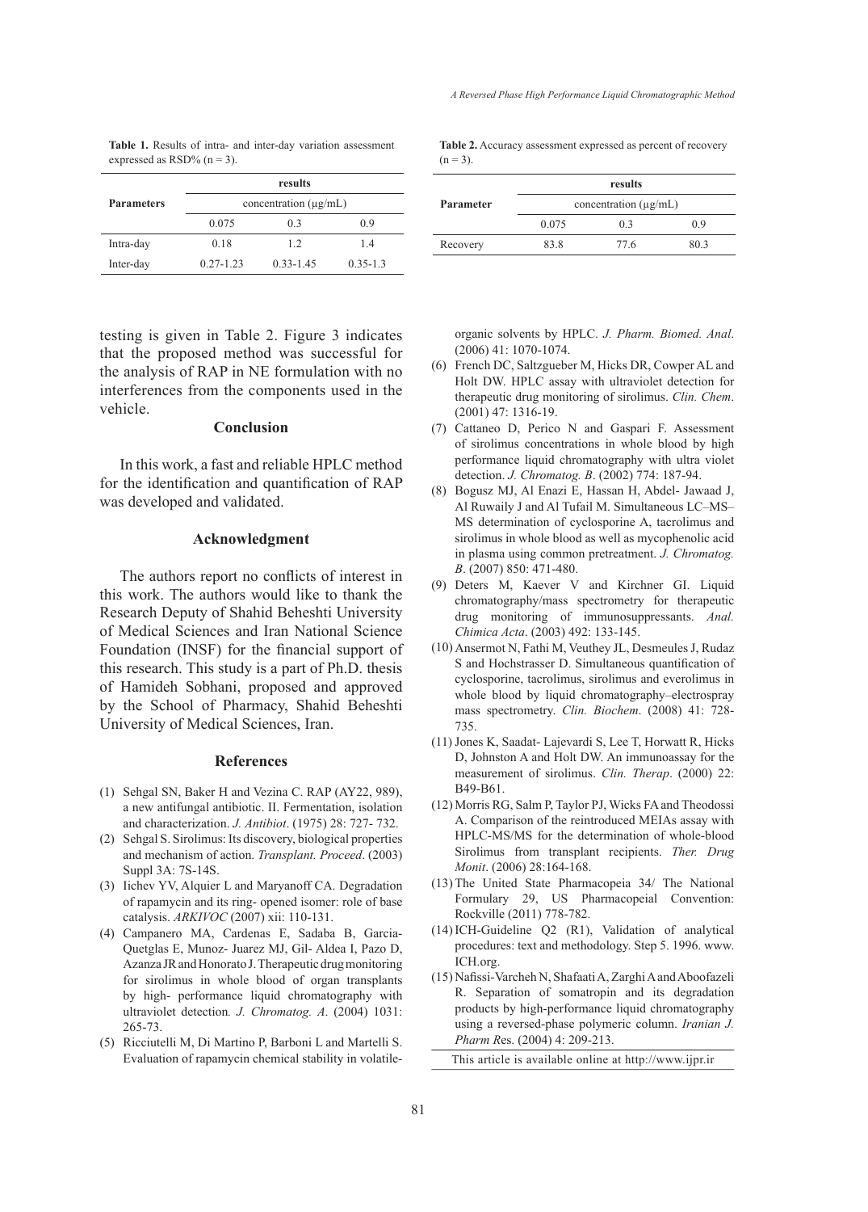**Table 1.** Results of intra- and inter-day variation assessment expressed as RSD% (n = 3).

| Parameters | results | | |
|---|---|---|---|
| | concentration (μg/mL) | | |
| | 0.075 | 0.3 | 0.9 |
| Intra-day | 0.18 | 1.2 | 1.4 |
| Inter-day | 0.27-1.23 | 0.33-1.45 | 0.35-1.3 |

**Table 2.** Accuracy assessment expressed as percent of recovery (n = 3).

| Parameter | results | | |
|---|---|---|---|
| | concentration (μg/mL) | | |
| | 0.075 | 0.3 | 0.9 |
| Recovery | 83.8 | 77.6 | 80.3 |

testing is given in Table 2. Figure 3 indicates that the proposed method was successful for the analysis of RAP in NE formulation with no interferences from the components used in the vehicle.

## Conclusion

In this work, a fast and reliable HPLC method for the identification and quantification of RAP was developed and validated.

## Acknowledgment

The authors report no conflicts of interest in this work. The authors would like to thank the Research Deputy of Shahid Beheshti University of Medical Sciences and Iran National Science Foundation (INSF) for the financial support of this research. This study is a part of Ph.D. thesis of Hamideh Sobhani, proposed and approved by the School of Pharmacy, Shahid Beheshti University of Medical Sciences, Iran.

## References

(1) Sehgal SN, Baker H and Vezina C. RAP (AY22, 989), a new antifungal antibiotic. II. Fermentation, isolation and characterization. *J. Antibiot*. (1975) 28: 727- 732.

(2) Sehgal S. Sirolimus: Its discovery, biological properties and mechanism of action. *Transplant. Proceed*. (2003) Suppl 3A: 7S-14S.

(3) Iichev YV, Alquier L and Maryanoff CA. Degradation of rapamycin and its ring- opened isomer: role of base catalysis. *ARKIVOC* (2007) xii: 110-131.

(4) Campanero MA, Cardenas E, Sadaba B, Garcia-Quetglas E, Munoz- Juarez MJ, Gil- Aldea I, Pazo D, Azanza JR and Honorato J. Therapeutic drug monitoring for sirolimus in whole blood of organ transplants by high- performance liquid chromatography with ultraviolet detection*. J. Chromatog. A*. (2004) 1031: 265-73.

(5) Ricciutelli M, Di Martino P, Barboni L and Martelli S. Evaluation of rapamycin chemical stability in volatile-organic solvents by HPLC. *J. Pharm. Biomed. Anal*. (2006) 41: 1070-1074.

(6) French DC, Saltzgueber M, Hicks DR, Cowper AL and Holt DW. HPLC assay with ultraviolet detection for therapeutic drug monitoring of sirolimus. *Clin. Chem*. (2001) 47: 1316-19.

(7) Cattaneo D, Perico N and Gaspari F. Assessment of sirolimus concentrations in whole blood by high performance liquid chromatography with ultra violet detection. *J. Chromatog. B*. (2002) 774: 187-94.

(8) Bogusz MJ, Al Enazi E, Hassan H, Abdel- Jawaad J, Al Ruwaily J and Al Tufail M. Simultaneous LC–MS–MS determination of cyclosporine A, tacrolimus and sirolimus in whole blood as well as mycophenolic acid in plasma using common pretreatment. *J. Chromatog. B*. (2007) 850: 471-480.

(9) Deters M, Kaever V and Kirchner GI. Liquid chromatography/mass spectrometry for therapeutic drug monitoring of immunosuppressants. *Anal. Chimica Acta*. (2003) 492: 133-145.

(10) Ansermot N, Fathi M, Veuthey JL, Desmeules J, Rudaz S and Hochstrasser D. Simultaneous quantification of cyclosporine, tacrolimus, sirolimus and everolimus in whole blood by liquid chromatography–electrospray mass spectrometry. *Clin. Biochem*. (2008) 41: 728-735.

(11) Jones K, Saadat- Lajevardi S, Lee T, Horwatt R, Hicks D, Johnston A and Holt DW. An immunoassay for the measurement of sirolimus. *Clin. Therap*. (2000) 22: B49-B61.

(12) Morris RG, Salm P, Taylor PJ, Wicks FA and Theodossi A. Comparison of the reintroduced MEIAs assay with HPLC-MS/MS for the determination of whole-blood Sirolimus from transplant recipients. *Ther. Drug Monit*. (2006) 28:164-168.

(13) The United State Pharmacopeia 34/ The National Formulary 29, US Pharmacopeial Convention: Rockville (2011) 778-782.

(14) ICH-Guideline Q2 (R1), Validation of analytical procedures: text and methodology. Step 5. 1996. www.ICH.org.

(15) Nafissi-Varcheh N, Shafaati A, Zarghi A and Aboofazeli R. Separation of somatropin and its degradation products by high-performance liquid chromatography using a reversed-phase polymeric column. *Iranian J. Pharm R*es. (2004) 4: 209-213.

This article is available online at http://www.ijpr.ir